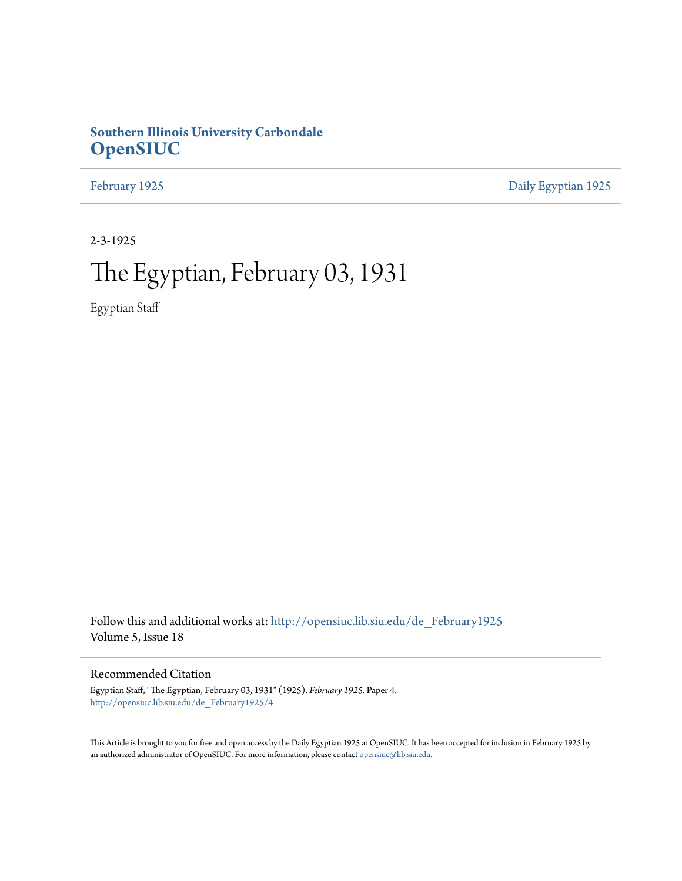**Southern Illinois University Carbondale**
**OpenSIUC**

February 1925 | Daily Egyptian 1925

2-3-1925

# The Egyptian, February 03, 1931

Egyptian Staff

Follow this and additional works at: http://opensiuc.lib.siu.edu/de_February1925
Volume 5, Issue 18

## Recommended Citation

Egyptian Staff, "The Egyptian, February 03, 1931" (1925). *February 1925.* Paper 4.
http://opensiuc.lib.siu.edu/de_February1925/4

This Article is brought to you for free and open access by the Daily Egyptian 1925 at OpenSIUC. It has been accepted for inclusion in February 1925 by an authorized administrator of OpenSIUC. For more information, please contact opensiuc@lib.siu.edu.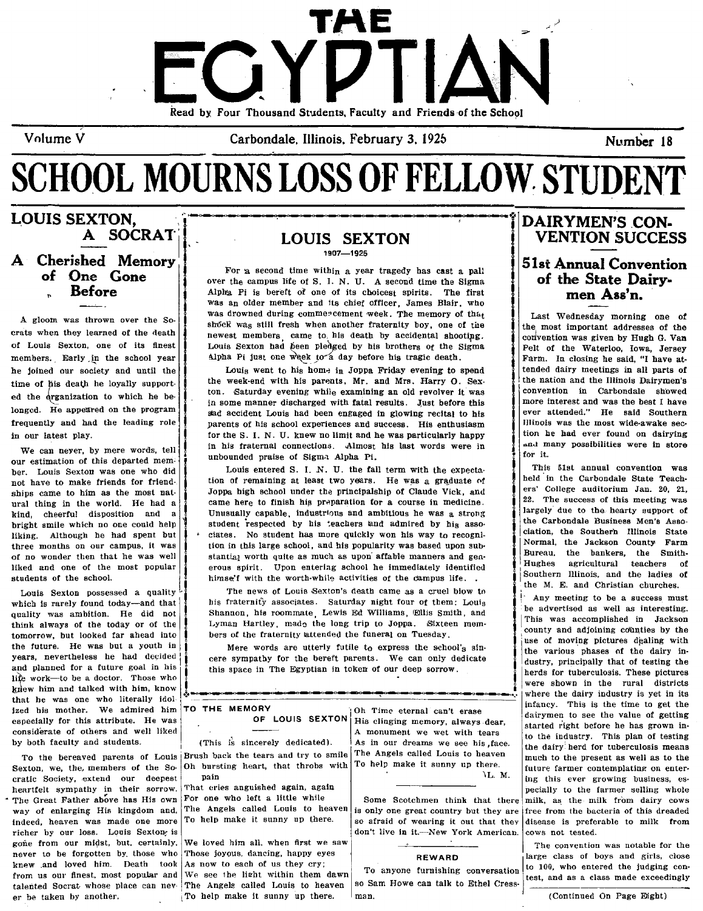# THE EGYPTIAN

Read by Four Thousand Students, Faculty and Friends of the School

Volume V | Carbondale, Illinois, February 3, 1925 | Number 18

# SCHOOL MOURNS LOSS OF FELLOW STUDENT

## LOUIS SEXTON, A SOCRAT

### A Cherished Memory of One Gone Before

A gloom was thrown over the Socrats when they learned of the death of Louis Sexton, one of its finest members. Early in the school year he joined our society and until the time of his death he loyally supported the organization to which he belonged. He appeared on the program frequently and had the leading role in our latest play.

We can never, by mere words, tell our estimation of this departed member. Louis Sexton was one who did not have to make friends for friendships came to him as the most natural thing in the world. He had a kind, cheerful disposition and a bright smile which no one could help liking. Although he had spent but three months on our campus, it was of no wonder then that he was well liked and one of the most popular students of the school.

Louis Sexton possessed a quality which is rarely found today—and that quality was ambition. He did not think always of the today or of the tomorrow, but looked far ahead into the future. He was but a youth in years, nevertheless he had decided and planned for a future goal in his life work—to be a doctor. Those who knew him and talked with him, know that he was one who literally idolized his mother. We admired him especially for this attribute. He was considerate of others and well liked by both faculty and students.

To the bereaved parents of Louis Sexton, we, the members of the Socratic Society, extend our deepest heartfelt sympathy in their sorrow. The Great Father above has His own way of enlarging His kingdom and, indeed, heaven was made one more richer by our loss. Louis Sexton is gone from our midst, but, certainly, never to be forgotten by those who knew and loved him. Death took from us our finest, most popular and talented Socrat whose place can never be taken by another.

## LOUIS SEXTON

1907—1925

For a second time within a year tragedy has cast a pall over the campus life of S. I. N. U. A second time the Sigma Alpha Pi is bereft of one of its choicest spirits. The first was an older member and its chief officer, James Blair, who was drowned during commencement week. The memory of that shock was still fresh when another fraternity boy, one of the newest members, came to his death by accidental shooting. Louis Sexton had been pledged by his brothers of the Sigma Alpha Pi just one week to a day before his tragic death.

Louis went to his home in Joppa Friday evening to spend the week-end with his parents, Mr. and Mrs. Harry O. Sexton. Saturday evening while examining an old revolver it was in some manner discharged with fatal results. Just before this sad accident Louis had been engaged in glowing recital to his parents of his school experiences and success. His enthusiasm for the S. I. N. U. knew no limit and he was particularly happy in his fraternal connections. Almost his last words were in unbounded praise of Sigma Alpha Pi.

Louis entered S. I. N. U. the fall term with the expectation of remaining at least two years. He was a graduate of Joppa high school under the principalship of Claude Vick, and came here to finish his preparation for a course in medicine. Unusually capable, industrious and ambitious he was a strong student respected by his teachers and admired by his associates. No student has more quickly won his way to recognition in this large school, and his popularity was based upon substantial worth quite as much as upon affable manners and generous spirit. Upon entering school he immediately identified himself with the worth-while activities of the campus life.

The news of Louis Sexton's death came as a cruel blow to his fraternity associates. Saturday night four of them: Louis Shannon, his roommate, Lewis Ed Williams, Ellis Smith, and Lyman Hartley, made the long trip to Joppa. Sixteen members of the fraternity attended the funeral on Tuesday.

Mere words are utterly futile to express the school's sincere sympathy for the bereft parents. We can only dedicate this space in The Egyptian in token of our deep sorrow.

## TO THE MEMORY OF LOUIS SEXTON

(This is sincerely dedicated).

Brush back the tears and try to smile  
Oh bursting heart, that throbs with pain  
That cries anguished again, again  
For one who left a little while  
The Angels called Louis to heaven  
To help make it sunny up there.

We loved him all, when first we saw  
Those joyous, dancing, happy eyes  
As now to each of us they cry;  
We see the light within them dawn  
The Angels called Louis to heaven  
To help make it sunny up there.

Oh Time eternal can't erase  
His clinging memory, always dear,  
A monument we wet with tears  
As in our dreams we see his face.  
The Angels called Louis to heaven  
To help make it sunny up there.

L. M.

---

Some Scotchmen think that there is only one great country but they are so afraid of wearing it out that they don't live in it.—New York American.

---

### REWARD

To anyone furnishing conversation so Sam Howe can talk to Ethel Cressman.

## DAIRYMEN'S CONVENTION SUCCESS

### 51st Annual Convention of the State Dairymen Ass'n.

Last Wednesday morning one of the most important addresses of the convention was given by Hugh G. Van Pelt of the Waterloo, Iowa, Jersey Farm. In closing he said, "I have attended dairy meetings in all parts of the nation and the Illinois Dairymen's convention in Carbondale showed more interest and was the best I have ever attended." He said Southern Illinois was the most wide-awake section he had ever found on dairying and many possibilities were in store for it.

This 51st annual convention was held in the Carbondale State Teachers' College auditorium Jan. 20, 21, 22. The success of this meeting was largely due to the hearty support of the Carbondale Business Men's Association, the Southern Illinois State Normal, the Jackson County Farm Bureau, the bankers, the Smith-Hughes agricultural teachers of Southern Illinois, and the ladies of the M. E. and Christian churches.

Any meeting to be a success must be advertised as well as interesting. This was accomplished in Jackson county and adjoining counties by the use of moving pictures dealing with the various phases of the dairy industry, principally that of testing the herds for tuberculosis. These pictures were shown in the rural districts where the dairy industry is yet in its infancy. This is the time to get the dairymen to see the value of getting started right before he has grown into the industry. This plan of testing the dairy herd for tuberculosis means much to the present as well as to the future farmer contemplating on entering this ever growing business, especially to the farmer selling whole milk, as the milk from dairy cows free from the bacteria of this dreaded disease is preferable to milk from cows not tested.

The convention was notable for the large class of boys and girls, close to 100, who entered the judging contest, and as a class made exceedingly

(Continued On Page Eight)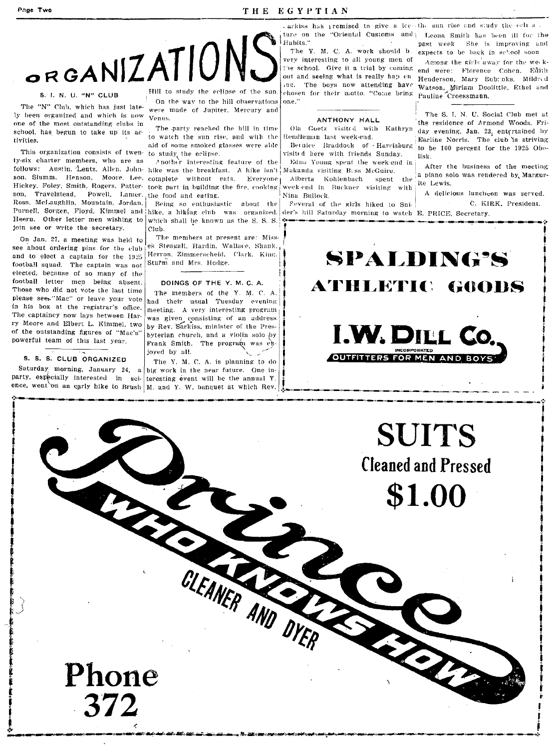# ORGANIZATIONS

### S. I. N. U. "N" CLUB

The "N" Club, which has just lately been organized and which is now one of the most outstanding clubs in school, has begun to take up its activities.

This organization consists of twenty-six charter members, who are as follows: Austin, Lentz, Allen, Johnson, Slumm, Henson, Moore, Lee, Hickey, Foley, Smith, Rogers, Patterson, Travelstead, Powell, Lamer, Ross, McLaughlin, Mountain, Jordan, Purnell, Sorgen, Floyd, Kimmel and Heern. Other letter men wishing to join see or write the secretary.

On Jan. 27, a meeting was held to see about ordering pins for the club and to elect a captain for the 1925 football squad. The captain was not elected, because of so many of the football letter men being absent. Those who did not vote the last time please see "Mac" or leave your vote in his box at the registrar's office. The captaincy now lays between Harry Moore and Elbert L. Kimmel, two of the outstanding figures of "Mac's" powerful team of this last year.

### S. S. S. CLUB ORGANIZED

Saturday morning, January 24, a party, especially interested in science, went on an early hike to Brush Hill to study the eclipse of the sun.

On the way to the hill observations were made of Jupiter, Mercury and Venus.

The party reached the hill in time to watch the sun rise, and with the aid of some smoked glasses were able to study the eclipse.

Another interesting feature of the hike was the breakfast. A hike isn't complete without eats. Everyone took part in building the fire, cooking the food and eating.

Being so enthusiastic about the hike, a hiking club was organized, which shall be known as the S. S. S. Club.

The members at present are: Misses Steagall, Hardin, Wallace, Shank, Herron, Zimmerscheid, Clark, King, Sturm and Mrs. Hodge.

### DOINGS OF THE Y. M. C. A.

The members of the Y. M. C. A. had their usual Tuesday evening meeting. A very interesting program was given, consisting of an address by Rev. Sarkiss, minister of the Presbyterian church, and a violin solo by Frank Smith. The program was enjoyed by all.

The Y. M. C. A. is planning to do big work in the near future. One interesting event will be the annual Y. M. and Y. W. banquet at which Rev. Sarkiss has promised to give a lecture on the "Oriental Customs and Habits."

The Y. M. C. A. work should be very interesting to all young men of the school. Give it a trial by coming out and seeing what is really happening. The boys now attending have chosen for their motto, "Come bring one."

### ANTHONY HALL

Ola Goetz visited with Kathryn Rendleman last week-end.

Bernice Braddock of Harrisburg visited here with friends Sunday.

Edna Young spent the week-end in Makanda visiting Bess McGuire.

Alberta Kohlenbach spent the week-end in Buckner visiting with Nina Bullock.

Several of the girls hiked to Snider's hill Saturday morning to watch the sun rise and study the eclipse.

Leona Smith has been ill for the past week. She is improving and expects to be back in school soon.

Among the girls away for the week-end were: Florence Cohen, Edith Henderson, Mary Eubanks, Mildred Watson, Miriam Doolittle, Ethel and Pauline Croessmann.

---

The S. I. N. U. Social Club met at the residence of Armond Woods, Friday evening, Jan. 23, entertained by Earline Norris. The club is striving to be 100 percent for the 1925 Obelisk.

After the business of the meeting a piano solo was rendered by Marguerite Lewis.

A delicious luncheon was served.

C. KIRK, President.

E. PRICE, Secretary.

---

**SPALDING'S ATHLETIC GOODS**

**I. W. DILL CO.**
INCORPORATED
OUTFITTERS FOR MEN AND BOYS

---

**Prince**
WHO KNOWS HOW
CLEANER AND DYER

**SUITS**
**Cleaned and Pressed**
**$1.00**

**Phone 372**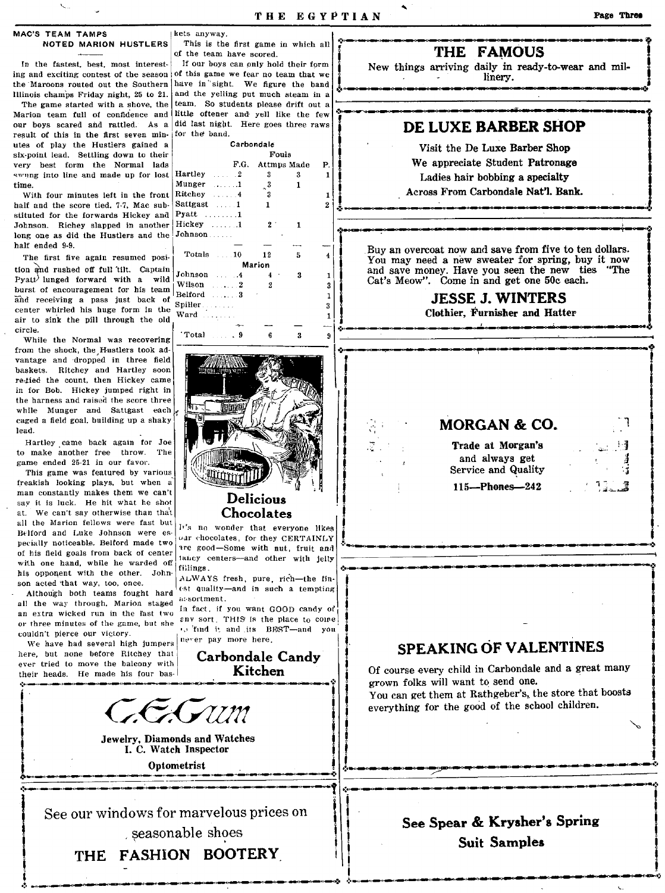## MAC'S TEAM TAMPS NOTED MARION HUSTLERS

In the fastest, best, most interesting and exciting contest of the season the Maroons routed out the Southern Illinois champs Friday night, 25 to 21.

The game started with a shove, the Marion team full of confidence and our boys scared and rattled. As a result of this in the first seven minutes of play the Hustlers gained a six-point lead. Settling down to their very best form the Normal lads swung into line and made up for lost time.

With four minutes left in the front half and the score tied, 7-7, Mac substituted for the forwards Hickey and Johnson. Richey slapped in another long one as did the Hustlers and the half ended 9-9.

The first five again resumed position and rushed off full 'tilt. Captain Pyatt lunged forward with a wild burst of encouragement for his team and receiving a pass just back of center whirled his huge form in the air to sink the pill through the old circle.

While the Normal was recovering from the shock, the Hustlers took advantage and dropped in three field baskets. Ritchey and Hartley soon retied the count, then Hickey came in for Bob. Hickey jumped right in the harness and raised the score three while Munger and Sattgast each caged a field goal, building up a shaky lead.

Hartley came back again for Joe to make another free throw. The game ended 25-21 in our favor.

This game was featured by various freakish looking plays, but when a man constantly makes them we can't say it is luck. He hit what he shot at. We can't say otherwise than that all the Marion fellows were fast but Belford and Luke Johnson were especially noticeable. Belford made two of his field goals from back of center with one hand, while he warded off his opponent with the other. Johnson acted that way, too, once.

Although both teams fought hard all the way through, Marion staged an extra wicked run in the last two or three minutes of the game, but she couldn't pierce our victory.

We have had several high jumpers here, but none before Ritchey that ever tried to move the balcony with their heads. He made his four baskets anyway.

This is the first game in which all of the team have scored.

If our boys can only hold their form of this game we fear no team that we have in sight. We figure the band and the yelling put much steam in a team. So students please drift out a little oftener and yell like the few did last night. Here goes three raws for the band.

**Carbondale**

| | F.G. | Fouls Attmps | Fouls Made | P. |
|---|---|---|---|---|
| Hartley | 2 | 3 | 3 | 1 |
| Munger | 1 | 3 | 1 | |
| Ritchey | 4 | 3 | | 1 |
| Sattgast | 1 | 1 | | 2 |
| Pyatt | 1 | | | |
| Hickey | 1 | 2 | 1 | |
| Johnson | | | | |
| Totals | 10 | 12 | 5 | 4 |

**Marion**

| | F.G. | Fouls Attmps | Fouls Made | P. |
|---|---|---|---|---|
| Johnson | 4 | 4 | 3 | 1 |
| Wilson | 2 | 2 | | 3 |
| Belford | 3 | | | 1 |
| Spiller | | | | 3 |
| Ward | | | | 1 |
| Total | 9 | 6 | 3 | 9 |

**Delicious Chocolates**

It's no wonder that everyone likes our chocolates, for they CERTAINLY are good—Some with nut, fruit and fancy centers—and other with jelly fillings.

ALWAYS fresh, pure, rich—the finest quality—and in such a tempting assortment.

In fact, if you want GOOD candy of any sort, THIS is the place to come to find it and its BEST—and you never pay more here.

**Carbondale Candy Kitchen**

---

*C. E. Gum*

**Jewelry, Diamonds and Watches**
**I. C. Watch Inspector**
**Optometrist**

---

See our windows for marvelous prices on seasonable shoes

**THE FASHION BOOTERY**

---

**THE FAMOUS**

New things arriving daily in ready-to-wear and millinery.

---

**DE LUXE BARBER SHOP**

**Visit the De Luxe Barber Shop**
**We appreciate Student Patronage**
**Ladies hair bobbing a specialty**
**Across From Carbondale Nat'l. Bank.**

---

Buy an overcoat now and save from five to ten dollars. You may need a new sweater for spring, buy it now and save money. Have you seen the new ties "The Cat's Meow". Come in and get one 50c each.

**JESSE J. WINTERS**
**Clothier, Furnisher and Hatter**

---

**MORGAN & CO.**

**Trade at Morgan's and always get Service and Quality**
**115—Phones—242**

---

**SPEAKING OF VALENTINES**

Of course every child in Carbondale and a great many grown folks will want to send one.
You can get them at Rathgeber's, the store that boosts everything for the good of the school children.

---

**See Spear & Krysher's Spring Suit Samples**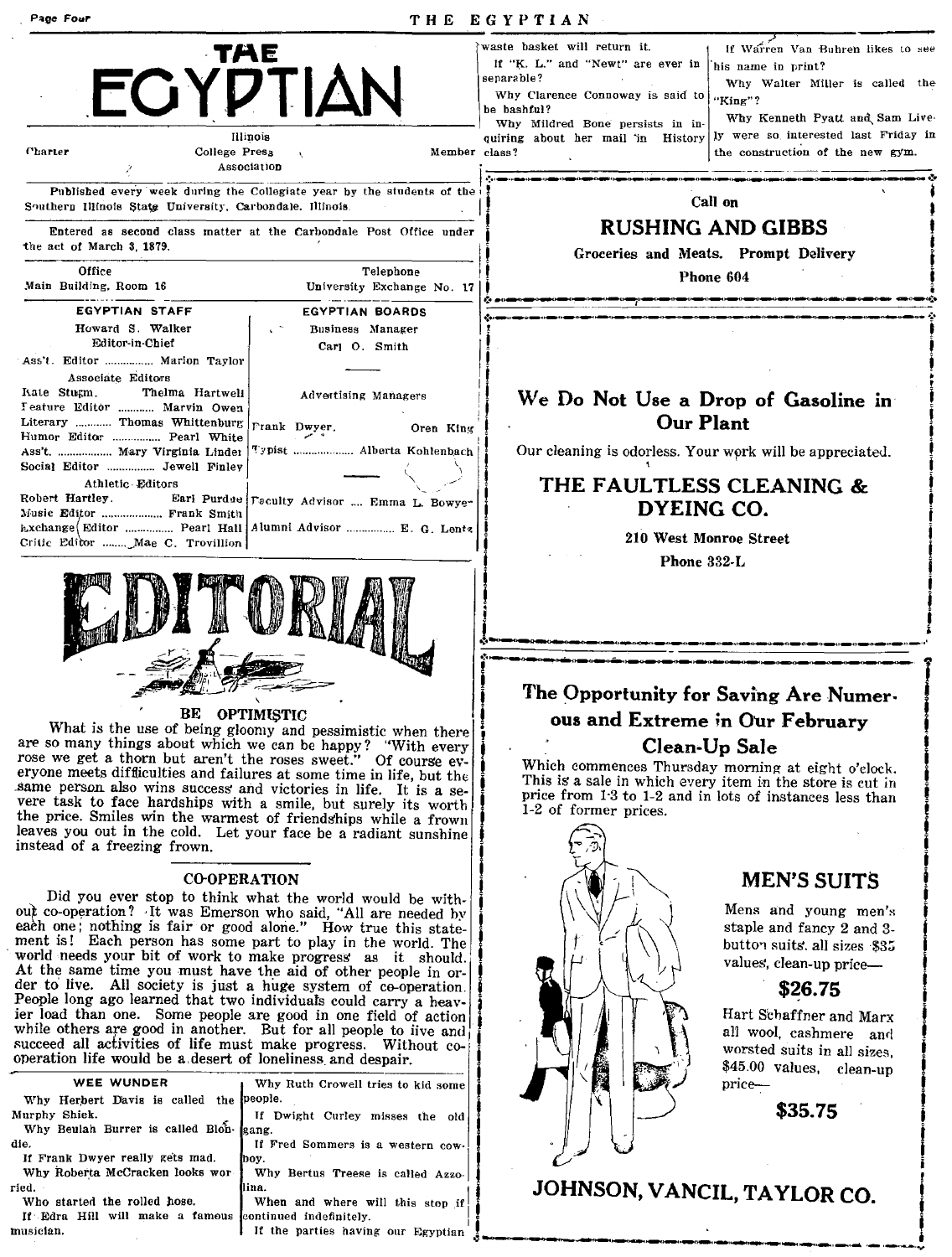# THE EGYPTIAN

Charter — Illinois College Press Association — Member

Published every week during the Collegiate year by the students of the Southern Illinois State University, Carbondale, Illinois.

Entered as second class matter at the Carbondale Post Office under the act of March 3, 1879.

| Office | Telephone |
|---|---|
| Main Building, Room 16 | University Exchange No. 17 |

| EGYPTIAN STAFF | EGYPTIAN BOARDS |
|---|---|
| Howard S. Walker, Editor-in-Chief | Business Manager: Carl O. Smith |
| Ass't. Editor ............... Marion Taylor | |
| Associate Editors: Kate Sturm, Thelma Hartwell | Advertising Managers |
| Feature Editor ........... Marvin Owen | |
| Literary ........... Thomas Whittenburg | Frank Dwyer, Oren King |
| Humor Editor ............... Pearl White | |
| Ass't. ................. Mary Virginia Linder | Typist .................. Alberta Kohlenbach |
| Social Editor ............... Jewell Finley | |
| Athletic Editors: Robert Hartley, Earl Purdue | Faculty Advisor .... Emma L. Bowyer |
| Music Editor ................... Frank Smith | |
| Exchange Editor ............... Pearl Hall | Alumni Advisor ............... E. G. Lentz |
| Critic Editor ........ Mae C. Trovillion | |

## EDITORIAL

### BE OPTIMISTIC

What is the use of being gloomy and pessimistic when there are so many things about which we can be happy? "With every rose we get a thorn but aren't the roses sweet." Of course everyone meets difficulties and failures at some time in life, but the same person also wins success and victories in life. It is a severe task to face hardships with a smile, but surely its worth the price. Smiles win the warmest of friendships while a frown leaves you out in the cold. Let your face be a radiant sunshine instead of a freezing frown.

### CO-OPERATION

Did you ever stop to think what the world would be without co-operation? It was Emerson who said, "All are needed by each one; nothing is fair or good alone." How true this statement is! Each person has some part to play in the world. The world needs your bit of work to make progress as it should. At the same time you must have the aid of other people in order to live. All society is just a huge system of co-operation. People long ago learned that two individuals could carry a heavier load than one. Some people are good in one field of action while others are good in another. But for all people to live and succeed all activities of life must make progress. Without co-operation life would be a desert of loneliness and despair.

### WEE WUNDER

Why Herbert Davis is called the Murphy Shiek.

Why Beulah Burrer is called Blondie.

If Frank Dwyer really gets mad.

Why Roberta McCracken looks worried.

Who started the rolled hose.

If Edra Hill will make a famous musician.

Why Ruth Crowell tries to kid some people.

If Dwight Curley misses the old gang.

If Fred Sommers is a western cowboy.

Why Bertus Treese is called Azzolina.

When and where will this stop if continued indefinitely.

If the parties having our Egyptian waste basket will return it.

If "K. L." and "Newt" are ever in separable?

Why Clarence Connoway is said to be bashful?

Why Mildred Bone persists in inquiring about her mail in History class?

If Warren Van Buhren likes to see his name in print?

Why Walter Miller is called the "King"?

Why Kenneth Pyatt and Sam Lively were so interested last Friday in the construction of the new gym.

---

Call on

**RUSHING AND GIBBS**

**Groceries and Meats. Prompt Delivery**

**Phone 604**

---

**We Do Not Use a Drop of Gasoline in Our Plant**

Our cleaning is odorless. Your work will be appreciated.

**THE FAULTLESS CLEANING & DYEING CO.**

**210 West Monroe Street**

**Phone 332-L**

---

**The Opportunity for Saving Are Numerous and Extreme in Our February Clean-Up Sale**

Which commences Thursday morning at eight o'clock. This is a sale in which every item in the store is cut in price from 1-3 to 1-2 and in lots of instances less than 1-2 of former prices.

**MEN'S SUITS**

Mens and young men's staple and fancy 2 and 3-button suits, all sizes $35 values, clean-up price—

**$26.75**

Hart Schaffner and Marx all wool, cashmere and worsted suits in all sizes, $45.00 values, clean-up price—

**$35.75**

**JOHNSON, VANCIL, TAYLOR CO.**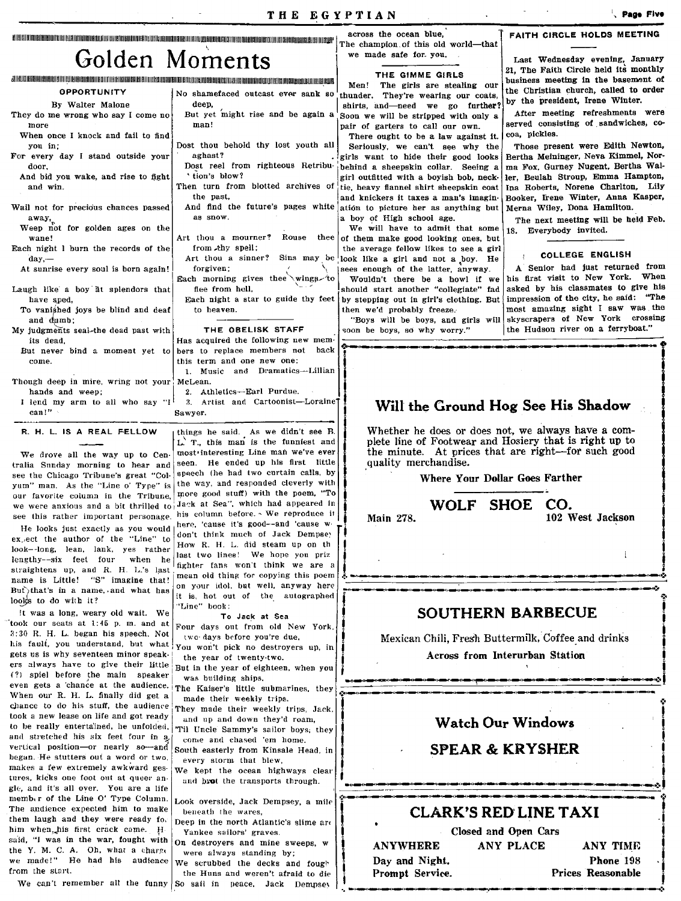# Golden Moments

### OPPORTUNITY

By Walter Malone

They do me wrong who say I come no more
When once I knock and fail to find you in;
For every day I stand outside your door,
And bid you wake, and rise to fight and win.

Wail not for precious chances passed away,
Weep not for golden ages on the wane!
Each night I burn the records of the day,—
At sunrise every soul is born again!

Laugh like a boy at splendors that have sped,
To vanished joys be blind and deaf and dumb;
My judgments seal the dead past with its dead,
But never bind a moment yet to come.

Though deep in mire, wring not your hands and weep;
I lend my arm to all who say "I can!"
No shamefaced outcast ever sank so deep,
But yet might rise and be again a man!

Dost thou behold thy lost youth all aghast?
Dost reel from righteous Retribution's blow?
Then turn from blotted archives of the past,
And find the future's pages white as snow.

Art thou a mourner? Rouse thee from thy spell;
Art thou a sinner? Sins may be forgiven;
Each morning gives thee wings to flee from hell,
Each night a star to guide thy feet to heaven.

### THE OBELISK STAFF

Has acquired the following new members to replace members not back this term and one new one:

1. Music and Dramatics—Lillian McLean.
2. Athletics—Earl Purdue.
3. Artist and Cartoonist—Loraine Sawyer.

### R. H. L. IS A REAL FELLOW

We drove all the way up to Centralia Sunday morning to hear and see the Chicago Tribune's great "Colyum" man. As the "Line o' Type" is our favorite column in the Tribune, we were anxious and a bit thrilled to see this rather important personage.

He looks just exactly as you would expect the author of the "Line" to look—long, lean, lank, yes rather lengthy—six feet four when he straightens up, and R. H. L.'s last name is Little! "S" imagine that! But that's in a name, and what has looks to do with it?

It was a long, weary old wait. We took our seats at 1:45 p. m. and at 3:30 R. H. L. began his speech. Not his fault, you understand, but what gets us is why seventeen minor speakers always have to give their little (?) spiel before the main speaker even gets a chance at the audience. When our R. H. L. finally did get a chance to do his stuff, the audience took a new lease on life and got ready to be really entertained, he unfolded, and stretched his six feet four in a vertical position—or nearly so—and began. He stutters out a word or two, makes a few extremely awkward gestures, kicks one foot out at queer angle, and it's all over. You are a life member of the Line O' Type Column. The audience expected him to make them laugh and they were ready for him when his first crack came. He said, "I was in the war, fought with the Y. M. C. A. Oh, what a charge we made!" He had his audience from the start.

We can't remember all the funny things he said. As we didn't see B. L. T., this man is the funniest and most interesting Line man we've ever seen. He ended up his first little speech (he had two curtain calls, by the way, and responded cleverly with more good stuff) with the poem, "To Jack at Sea", which had appeared in his column before. We reproduce it here, 'cause it's good—and 'cause we don't think much of Jack Dempsey. How R. H. L. did steam up on the last two lines! We hope you prize fighter fans won't think we are a mean old thing for copying this poem on your idol, but well, anyway here it is, hot out of the autographed "Line" book:

**To Jack at Sea**

Four days out from old New York, two days before you're due,
You won't pick no destroyers up, in the year of twenty-two.
But in the year of eighteen, when you was building ships,
The Kaiser's little submarines, they made their weekly trips.
They made their weekly trips, Jack, and up and down they'd roam,
'Til Uncle Sammy's sailor boys, they come and chased 'em home.
South easterly from Kinsale Head, in every storm that blew,
We kept the ocean highways clear and brot the transports through.

Look overside, Jack Dempsey, a mile beneath the waves,
Deep in the north Atlantic's slime are Yankee sailors' graves.
On destroyers and mine sweeps, we were always standing by;
We scrubbed the decks and fought the Huns and weren't afraid to die
So sail in peace, Jack Dempsey across the ocean blue,
The champion of this old world—that we made safe for you.

### THE GIMME GIRLS

Men! The girls are stealing our thunder. They're wearing our coats, shirts, and—need we go further? Soon we will be stripped with only a pair of garters to call our own.

There ought to be a law against it. Seriously, we can't see why the girls want to hide their good looks behind a sheepskin collar. Seeing a girl outfitted with a boyish bob, necktie, heavy flannel shirt sheepskin coat and knickers it taxes a man's imagination to picture her as anything but a boy of High school age.

We will have to admit that some of them make good looking ones, but the average fellow likes to see a girl look like a girl and not a boy. He sees enough of the latter, anyway.

Wouldn't there be a howl if we should start another "collegiate" fad by stepping out in girl's clothing. But then we'd probably freeze.

"Boys will be boys, and girls will soon be boys, so why worry."

### FAITH CIRCLE HOLDS MEETING

Last Wednesday evening, January 21, The Faith Circle held its monthly business meeting in the basement of the Christian church, called to order by the president, Irene Winter.

After meeting refreshments were served consisting of sandwiches, cocoa, pickles.

Those present were Edith Newton, Bertha Meininger, Neva Kimmel, Norma Fox, Gurney Nugent, Bertha Waller, Beulah Stroup, Emma Hampton, Ina Roberts, Norene Charlton, Lily Booker, Irene Winter, Anna Kasper, Merna Wiley, Dona Hamilton.

The next meeting will be held Feb. 18. Everybody invited.

### COLLEGE ENGLISH

A Senior had just returned from his first visit to New York. When asked by his classmates to give his impression of the city, he said: "The most amazing sight I saw was the skyscrapers of New York crossing the Hudson river on a ferryboat."

---

**Will the Ground Hog See His Shadow**

Whether he does or does not, we always have a complete line of Footwear and Hosiery that is right up to the minute. At prices that are right—for such good quality merchandise.

**Where Your Dollar Goes Farther**

**WOLF SHOE CO.**

Main 278. 102 West Jackson

---

**SOUTHERN BARBECUE**

Mexican Chili, Fresh Buttermilk, Coffee and drinks

**Across from Interurban Station**

---

**Watch Our Windows**

**SPEAR & KRYSHER**

---

**CLARK'S RED LINE TAXI**

**Closed and Open Cars**

**ANYWHERE ANY PLACE ANY TIME**

**Day and Night. Phone 198**

**Prompt Service. Prices Reasonable**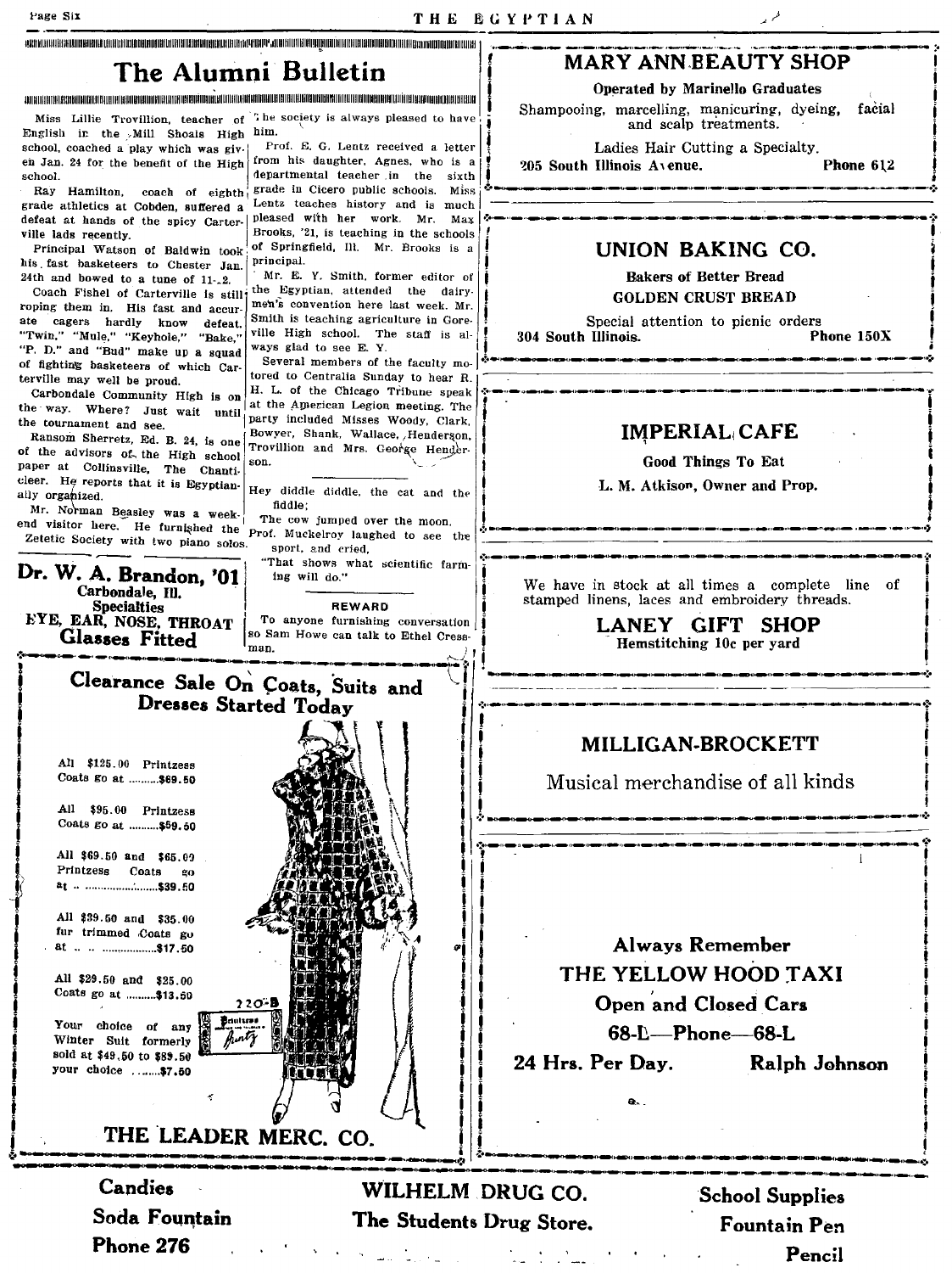# The Alumni Bulletin

Miss Lillie Trovillion, teacher of English in the Mill Shoals High school, coached a play which was given Jan. 24 for the benefit of the High school.

Ray Hamilton, coach of eighth grade athletics at Cobden, suffered a defeat at hands of the spicy Carterville lads recently.

Principal Watson of Baldwin took his fast basketeers to Chester Jan. 24th and bowed to a tune of 11-2.

Coach Fishel of Carterville is still roping them in. His fast and accurate cagers hardly know defeat. "Twin," "Mule," "Keyhole," "Bake," "P. D." and "Bud" make up a squad of fighting basketeers of which Carterville may well be proud.

Carbondale Community High is on the way. Where? Just wait until the tournament and see.

Ransom Sherretz, Ed. B. 24, is one of the advisors of the High school paper at Collinsville, The Chanticleer. He reports that it is Egyptianally organized.

Mr. Norman Beasley was a weekend visitor here. He furnished the Zetetic Society with two piano solos. The society is always pleased to have him.

Prof. E. G. Lentz received a letter from his daughter, Agnes, who is a departmental teacher in the sixth grade in Cicero public schools. Miss Lentz teaches history and is much pleased with her work. Mr. Max Brooks, '21, is teaching in the schools of Springfield, Ill. Mr. Brooks is a principal.

Mr. E. Y. Smith, former editor of the Egyptian, attended the dairymen's convention here last week. Mr. Smith is teaching agriculture in Goreville High school. The staff is always glad to see E. Y.

Several members of the faculty motored to Centralia Sunday to hear R. H. L. of the Chicago Tribune speak at the American Legion meeting. The party included Misses Woody, Clark, Bowyer, Shank, Wallace, Henderson, Trovillion and Mrs. George Henderson.

---

Hey diddle diddle, the cat and the fiddle;
The cow jumped over the moon.
Prof. Muckelroy laughed to see the sport, and cried,
"That shows what scientific farming will do."

---

REWARD

To anyone furnishing conversation so Sam Howe can talk to Ethel Cressman.

---

**Dr. W. A. Brandon, '01**
**Carbondale, Ill.**
**Specialties**
**EYE, EAR, NOSE, THROAT**
**Glasses Fitted**

---

**Clearance Sale On Coats, Suits and Dresses Started Today**

All $125.00 Printzess Coats go at ..........$69.50

All $95.00 Printzess Coats go at ..........$59.50

All $69.50 and $65.00 Printzess Coats go at ..........$39.50

All $39.50 and $35.00 fur trimmed Coats go at ..........$17.50

All $29.50 and $25.00 Coats go at ..........$13.50

Your choice of any Winter Suit formerly sold at $49.50 to $89.50 your choice ..........$7.50

**THE LEADER MERC. CO.**

---

**MARY ANN BEAUTY SHOP**

**Operated by Marinello Graduates**

Shampooing, marcelling, manicuring, dyeing, facial and scalp treatments.

Ladies Hair Cutting a Specialty.

**205 South Illinois Avenue. Phone 612**

---

**UNION BAKING CO.**

**Bakers of Better Bread**
**GOLDEN CRUST BREAD**

Special attention to picnic orders

**304 South Illinois. Phone 150X**

---

**IMPERIAL CAFE**

**Good Things To Eat**

**L. M. Atkison, Owner and Prop.**

---

We have in stock at all times a complete line of stamped linens, laces and embroidery threads.

**LANEY GIFT SHOP**

**Hemstitching 10c per yard**

---

**MILLIGAN-BROCKETT**

Musical merchandise of all kinds

---

**Always Remember**
**THE YELLOW HOOD TAXI**
**Open and Closed Cars**
**68-L—Phone—68-L**
**24 Hrs. Per Day. Ralph Johnson**

---

**Candies**
**Soda Fountain**
**Phone 276**

**WILHELM DRUG CO.**
**The Students Drug Store.**

**School Supplies**
**Fountain Pen**
**Pencil**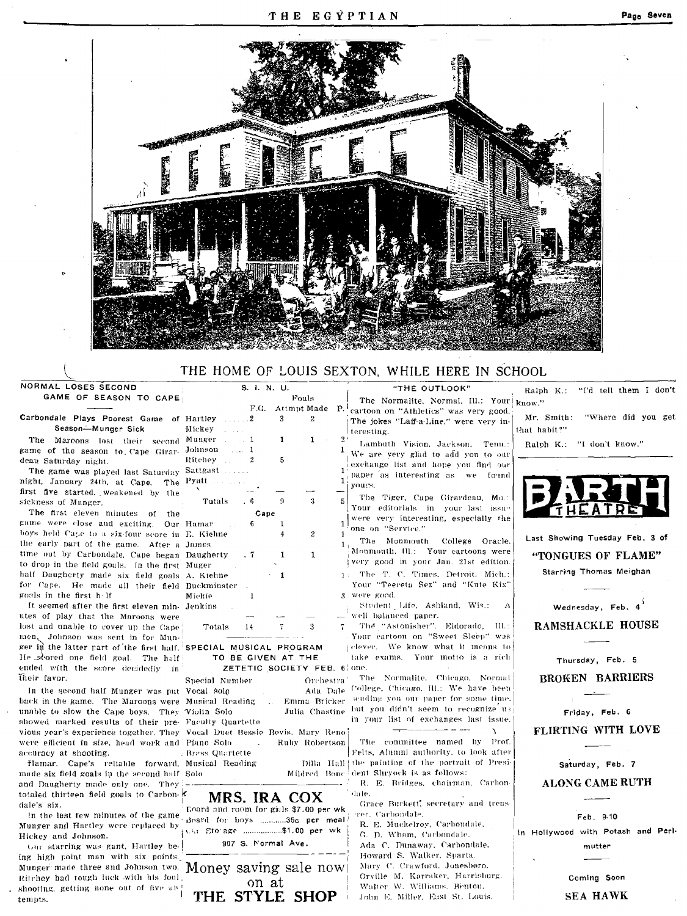THE HOME OF LOUIS SEXTON, WHILE HERE IN SCHOOL

## NORMAL LOSES SECOND GAME OF SEASON TO CAPE

### Carbondale Plays Poorest Game of Season—Munger Sick

The Maroons lost their second game of the season to Cape Girardeau Saturday night.

The game was played last Saturday night, January 24th, at Cape. The first five started, weakened by the sickness of Munger.

The first eleven minutes of the game were close and exciting. Our boys held Cape to a six-four score in the early part of the game. After a time out by Carbondale, Cape began to drop in the field goals. In the first half Daugherty made six field goals for Cape. He made all their field goals in the first half.

It seemed after the first eleven minutes of play that the Maroons were lost and unable to cover up the Cape men. Johnson was sent in for Munger in the latter part of the first half. He scored one field goal. The half ended with the score decidedly in their favor.

In the second half Munger was put back in the game. The Maroons were unable to slow the Cape boys. They showed marked results of their previous year's experience together. They were efficient in size, head work and accuracy at shooting.

Hamar, Cape's reliable forward, made six field goals in the second half and Daugherty made only one. They totaled thirteen field goals to Carbondale's six.

In the last few minutes of the game Munger and Hartley were replaced by Hickey and Johnson.

Our starring was gant, Hartley being high point man with six points. Munger made three and Johnson two. Ritchey had tough luck with his foul shooting, getting none out of five attempts.

S. I. N. U.

| | F.G. | Fouls Attmpt | Made | P. |
|---|---|---|---|---|
| Hartley | 2 | 3 | 2 | |
| Hickey | | | | |
| Munger | 1 | 1 | 1 | 2 |
| Johnson | 1 | | | 1 |
| Ritchey | 2 | 5 | | |
| Sattgast | | | | 1 |
| Pyatt | | | | 1 |
| Totals | 6 | 9 | 3 | 5 |

Cape

| | F.G. | Fouls Attmpt | Made | P. |
|---|---|---|---|---|
| Hamar | 6 | 1 | | 1 |
| E. Kiehne | | 4 | 2 | 1 |
| James | | | | 1 |
| Daugherty | 7 | 1 | 1 | |
| Muger | | | | |
| A. Kiehne | | 1 | | 1 |
| Buckminster | | | | |
| Michie | 1 | | | 3 |
| Jenkins | | | | |
| Totals | 14 | 7 | 3 | 7 |

## SPECIAL MUSICAL PROGRAM TO BE GIVEN AT THE ZETETIC SOCIETY FEB. 6

| | |
|---|---|
| Special Number | Orchestra |
| Vocal Solo | Ada Dale |
| Musical Reading | Emma Bricker |
| Violin Solo | Julia Chastine |
| Faculty Quartette | |
| Vocal Duet | Bessie Bevis, Mary Reno |
| Piano Solo | Ruby Robertson |
| Brass Quartette | |
| Musical Reading | Dilla Hall |
| Solo | Mildred Bone |

## MRS. IRA COX

Board and room for girls $7.00 per wk
Board for boys ..........35c per meal
Car Storage ..............$1.00 per wk
907 S. Normal Ave.

Money saving sale now on at
**THE STYLE SHOP**

## "THE OUTLOOK"

The Normalite, Normal, Ill.: Your cartoon on "Athletics" was very good. The jokes "Laff-a-Line," were very interesting.

Lambuth Vision, Jackson, Tenn.: We are very glad to add you to our exchange list and hope you find our paper as interesting as we found yours.

The Tiger, Cape Girardeau, Mo.: Your editorials in your last issue were very interesting, especially the one on "Service."

The Monmouth College Oracle, Monmouth, Ill.: Your cartoons were very good in your Jan. 21st edition.

The T. C. Times, Detroit, Mich.: Your "Teeceta Sez" and "Kute Kix" were good.

Student Life, Ashland, Wis.: A well balanced paper.

The "Astonisher", Eldorado, Ill.: Your cartoon on "Sweet Sleep" was clever. We know what it means to take exams. Your motto is a rich one.

The Normalite, Chicago, Normal College, Chicago, Ill.: We have been sending you our paper for some time, but you didn't seem to recognize us in your list of exchanges last issue.

---

The committee named by Prof. Felts, Alumni authority, to look after the painting of the portrait of President Shryock is as follows:

R. E. Bridges, chairman, Carbondale.
Grace Burkett, secretary and treasurer, Carbondale.
R. E. Muckelroy, Carbondale.
G. D. Wham, Carbondale.
Ada C. Dunaway, Carbondale.
Howard S. Walker, Sparta.
Mary C. Crawford, Jonesboro.
Orville M. Karraker, Harrisburg.
Walter W. Williams, Benton.
John E. Miller, East St. Louis.

---

Ralph K.: "I'd tell them I don't know."

Mr. Smith: "Where did you get that habit?"

Ralph K.: "I don't know."

---

## BARTH THEATRE

Last Showing Tuesday Feb. 3 of
**"TONGUES OF FLAME"**
Starring Thomas Meighan

Wednesday, Feb. 4
**RAMSHACKLE HOUSE**

Thursday, Feb. 5
**BROKEN BARRIERS**

Friday, Feb. 6
**FLIRTING WITH LOVE**

Saturday, Feb. 7
**ALONG CAME RUTH**

Feb. 9-10
In Hollywood with Potash and Perlmutter

Coming Soon
**SEA HAWK**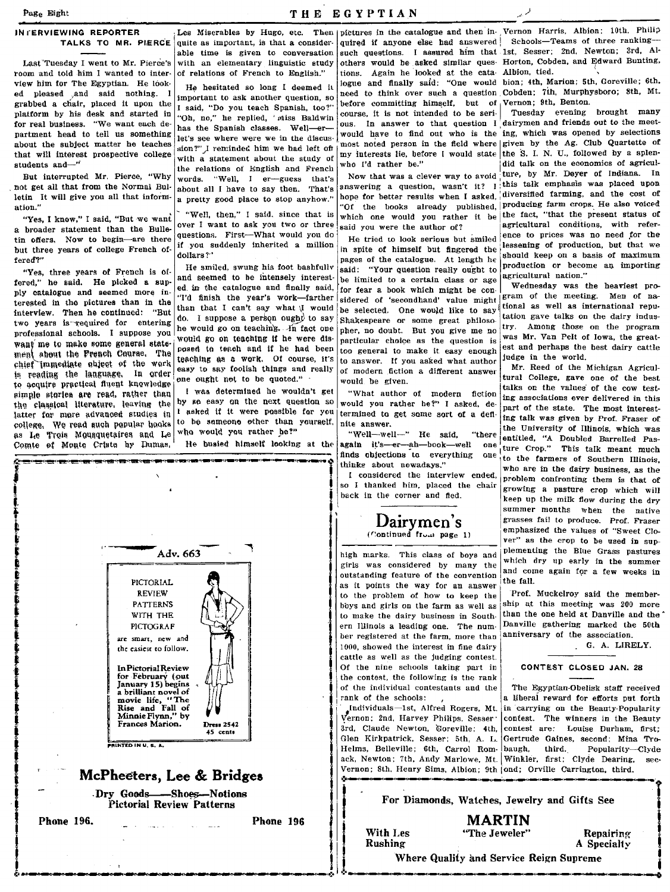## INTERVIEWING REPORTER TALKS TO MR. PIERCE

Last Tuesday I went to Mr. Pierce's room and told him I wanted to interview him for The Egyptian. He looked pleased and said nothing. I grabbed a chair, placed it upon the platform by his desk and started in for real business. "We want each department head to tell us something about the subject matter he teaches that will interest prospective college students and—"

But interrupted Mr. Pierce, "Why not get all that from the Normal Bulletin It will give you all that information."

"Yes, I know," I said, "But we want a broader statement than the Bulletin offers. Now to begin—are there but three years of college French offered?"

"Yes, three years of French is offered," he said. He picked a supply catalogue and seemed more interested in the pictures than in the interview. Then he continued: "But two years is required for entering professional schools. I suppose you want me to make some general statement about the French Course. The chief immediate object of the work is reading the language. In order to acquire practical fluent knowledge simple stories are read, rather than the classical literature, leaving the latter for more advanced studies in college. We read such popular books as Le Trois Mousquetaires and Le Comte of Monte Crista by Dumas, Les Miserables by Hugo, etc. Then quite as important, is that a considerable time is given to conversation with an elementary linguistic study of relations of French to English."

He hesitated so long I deemed it important to ask another question, so I said, "Do you teach Spanish, too?" "Oh, no," he replied, "Miss Baldwin has the Spanish classes. Well—er—let's see where were we in the discussion?" I reminded him we had left off with a statement about the study of the relations of English and French words. "Well, I er—guess that's about all I have to say then. That's a pretty good place to stop anyhow."

"Well, then," I said, since that is over I want to ask you two or three questions. First—What would you do if you suddenly inherited a million dollars?"

He smiled, swung his foot bashfully and seemed to be intensely interested in the catalogue and finally said, "I'd finish the year's work—farther than that I can't say what I would do. I suppose a person ought to say he would go on teaching. In fact one would go on teaching if he were disposed to teach and if he had been teaching as a work. Of course, it's easy to say foolish things and really one ought not to be quoted."

I was determined he wouldn't get by so easy on the next question so I asked if it were possible for you to be someone other than yourself, who would you rather be?"

He busied himself looking at the pictures in the catalogue and then inquired if anyone else had answered such questions. I assured him that others would be asked similar questions. Again he looked at the catalogue and finally said: "One would need to think over such a question before committing himself, but of course, it is not intended to be serious. In answer to that question I would have to find out who is the most noted person in the field where my interests lie, before I would state who I'd rather be."

Now that was a clever way to avoid answering a question, wasn't it? I hope for better results when I asked, "Of the books already published, which one would you rather it be said you were the author of?

He tried to look serious but smiled in spite of himself but fingered the pages of the catalogue. At length he said: "Your question really ought to be limited to a certain class or age for fear a book which might be considered of 'secondhand' value might be selected. One would like to say Shakespeare or some great philosopher, no doubt. But you give me no particular choice as the question is too general to make it easy enough to answer. If you asked what author of modern fiction a different answer would be given.

"What author of modern fiction would you rather be?" I asked, determined to get some sort of a definite answer.

"Well—well—" He said, "there again it's—er—ah—book—well one finds objections to everything one thinks about nowadays."

I considered the interview ended, so I thanked him, placed the chair back in the corner and fled.

## Dairymen's

(Continued from page 1)

high marks. This class of boys and girls was considered by many the outstanding feature of the convention as it points the way for an answer to the problem of how to keep the boys and girls on the farm as well as to make the dairy business in Southern Illinois a leading one. The number registered at the farm, more than 1000, showed the interest in fine dairy cattle as well as the judging contest. Of the nine schools taking part in the contest, the following is the rank of the individual contestants and the rank of the schools:

Individuals—1st, Alfred Rogers, Mt. Vernon; 2nd, Harvey Philips, Sesser; 3rd, Claude Newton, Goreville; 4th, Glen Kirkpatrick, Sesser; 5th, A. L. Helms, Belleville; 6th, Carrol Romack, Newton; 7th, Andy Marlowe, Mt. Vernon; 8th, Henry Sims, Albion; 9th Vernon Harris, Albion; 10th, Philip Horton, Cobden, and Edward Bunting, Albion, tied.

Schools—Teams of three ranking—1st, Sesser; 2nd, Newton; 3rd, Albion; 4th, Marion; 5th, Goreville; 6th, Cobden; 7th, Murphysboro; 8th, Mt. Vernon; 9th, Benton.

Tuesday evening brought many dairymen and friends out to the meeting, which was opened by selections given by the Ag. Club Quartette of the S. I. N. U., followed by a splendid talk on the economics of agriculture, by Mr. Deyer of Indiana. In this talk emphasis was placed upon diversified farming, and the cost of producing farm crops. He also voiced the fact, "that the present status of agricultural conditions, with reference to prices was no need for the lessening of production, but that we should keep on a basis of maximum production or become an importing agricultural nation."

Wednesday was the heaviest program of the meeting. Men of national as well as international reputation gave talks on the dairy industry. Among those on the program was Mr. Van Pelt of Iowa, the greatest and perhaps the best dairy cattle judge in the world.

Mr. Reed of the Michigan Agricultural College, gave one of the best talks on the values of the cow testing associations ever delivered in this part of the state. The most interesting talk was given by Prof. Fraser of the University of Illinois, which was entitled, "A Doubled Barrelled Pasture Crop." This talk meant much to the farmers of Southern Illinois, who are in the dairy business, as the problem confronting them is that of growing a pasture crop which will keep up the milk flow during the dry summer months when the native grasses fail to produce. Prof. Fraser emphasized the values of "Sweet Clover" as the crop to be used in supplementing the Blue Grass pastures which dry up early in the summer and come again for a few weeks in the fall.

Prof. Muckelroy said the membership at this meeting was 200 more than the one held at Danville and the Danville gathering marked the 50th anniversary of the association.

G. A. LIRELY.

## CONTEST CLOSED JAN. 28

The Egyptian-Obelisk staff received a liberal reward for efforts put forth in carrying on the Beauty-Popularity contest. The winners in the Beauty contest are: Louise Durham, first; Gertrude Gaines, second; Mina Trobaugh, third. Popularity—Clyde Winkler, first; Clyde Dearing, second; Orville Carrington, third.

---

Adv. 663

PICTORIAL REVIEW PATTERNS WITH THE PICTOGRAF are smart, new and the easiest to follow.

In Pictorial Review for February (out January 15) begins a brilliant novel of movie life, "The Rise and Fall of Minnie Flynn," by Frances Marion.

Dress 2542 45 cents

PRINTED IN U. S. A.

**McPheeters, Lee & Bridges**

Dry Goods—Shoes—Notions
Pictorial Review Patterns

Phone 196. Phone 196

---

For Diamonds, Watches, Jewelry and Gifts See

**MARTIN**
"The Jeweler"

With Les Rushing — Repairing A Specialty

Where Quality and Service Reign Supreme